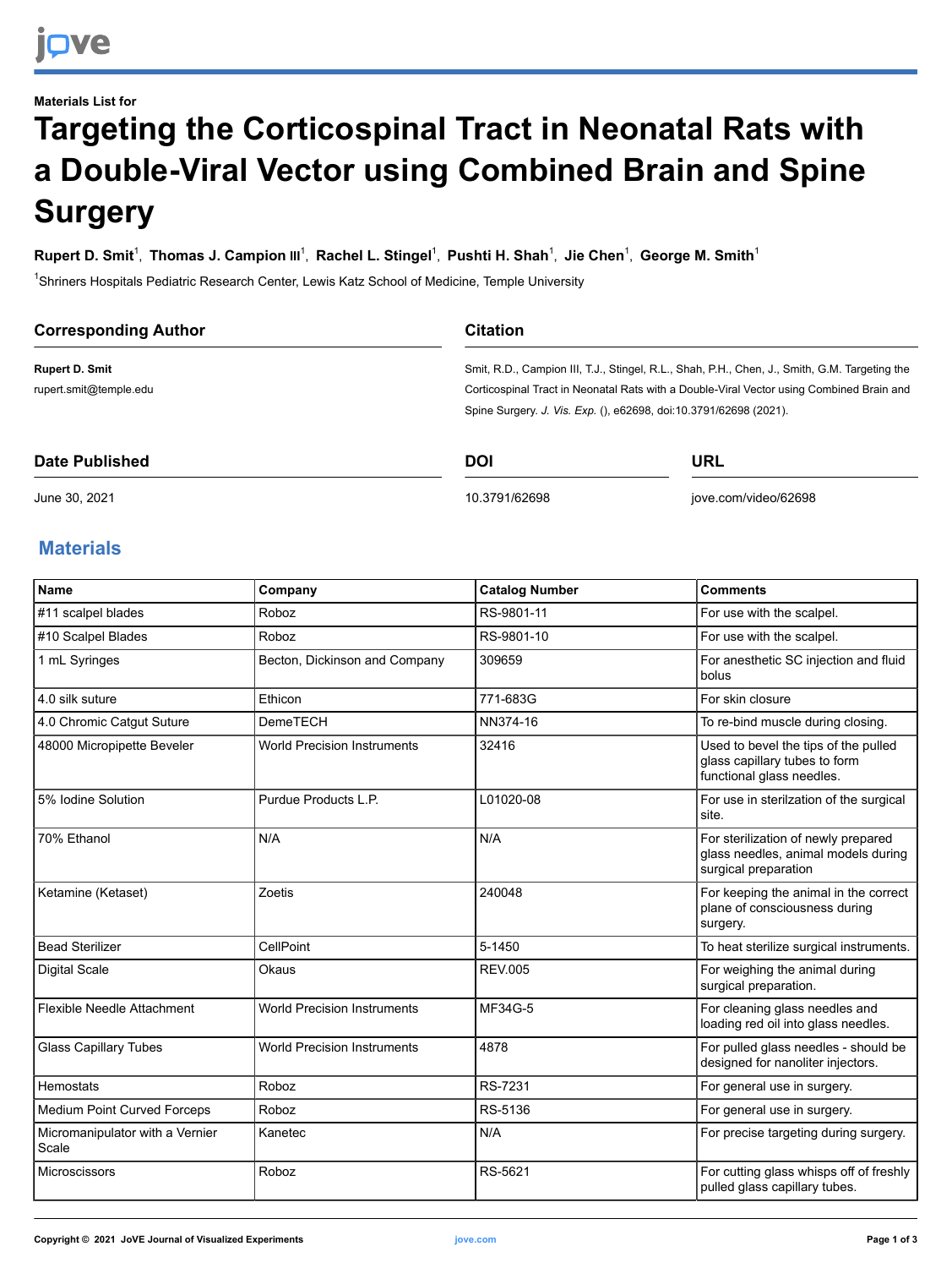Materials List for

# Targeting the Corticospinal Tract in Neonatal Rats with a Double-Viral Vector using Combined Brain and Spine Surgery

**Rupert D. Smit**[1], **Thomas J. Campion III**[1], **Rachel L. Stingel**[1], **Pushti H. Shah**[1], **Jie Chen**[1], **George M. Smith**[1]

[1]Shriners Hospitals Pediatric Research Center, Lewis Katz School of Medicine, Temple University

## Corresponding Author

**Rupert D. Smit**
rupert.smit@temple.edu

## Citation

Smit, R.D., Campion III, T.J., Stingel, R.L., Shah, P.H., Chen, J., Smith, G.M. Targeting the Corticospinal Tract in Neonatal Rats with a Double-Viral Vector using Combined Brain and Spine Surgery. *J. Vis. Exp.* (), e62698, doi:10.3791/62698 (2021).

## Date Published

June 30, 2021

## DOI

10.3791/62698

## URL

jove.com/video/62698

## Materials

| Name | Company | Catalog Number | Comments |
|---|---|---|---|
| #11 scalpel blades | Roboz | RS-9801-11 | For use with the scalpel. |
| #10 Scalpel Blades | Roboz | RS-9801-10 | For use with the scalpel. |
| 1 mL Syringes | Becton, Dickinson and Company | 309659 | For anesthetic SC injection and fluid bolus |
| 4.0 silk suture | Ethicon | 771-683G | For skin closure |
| 4.0 Chromic Catgut Suture | DemeTECH | NN374-16 | To re-bind muscle during closing. |
| 48000 Micropipette Beveler | World Precision Instruments | 32416 | Used to bevel the tips of the pulled glass capillary tubes to form functional glass needles. |
| 5% Iodine Solution | Purdue Products L.P. | L01020-08 | For use in sterilzation of the surgical site. |
| 70% Ethanol | N/A | N/A | For sterilization of newly prepared glass needles, animal models during surgical preparation |
| Ketamine (Ketaset) | Zoetis | 240048 | For keeping the animal in the correct plane of consciousness during surgery. |
| Bead Sterilizer | CellPoint | 5-1450 | To heat sterilize surgical instruments. |
| Digital Scale | Okaus | REV.005 | For weighing the animal during surgical preparation. |
| Flexible Needle Attachment | World Precision Instruments | MF34G-5 | For cleaning glass needles and loading red oil into glass needles. |
| Glass Capillary Tubes | World Precision Instruments | 4878 | For pulled glass needles - should be designed for nanoliter injectors. |
| Hemostats | Roboz | RS-7231 | For general use in surgery. |
| Medium Point Curved Forceps | Roboz | RS-5136 | For general use in surgery. |
| Micromanipulator with a Vernier Scale | Kanetec | N/A | For precise targeting during surgery. |
| Microscissors | Roboz | RS-5621 | For cutting glass whisps off of freshly pulled glass capillary tubes. |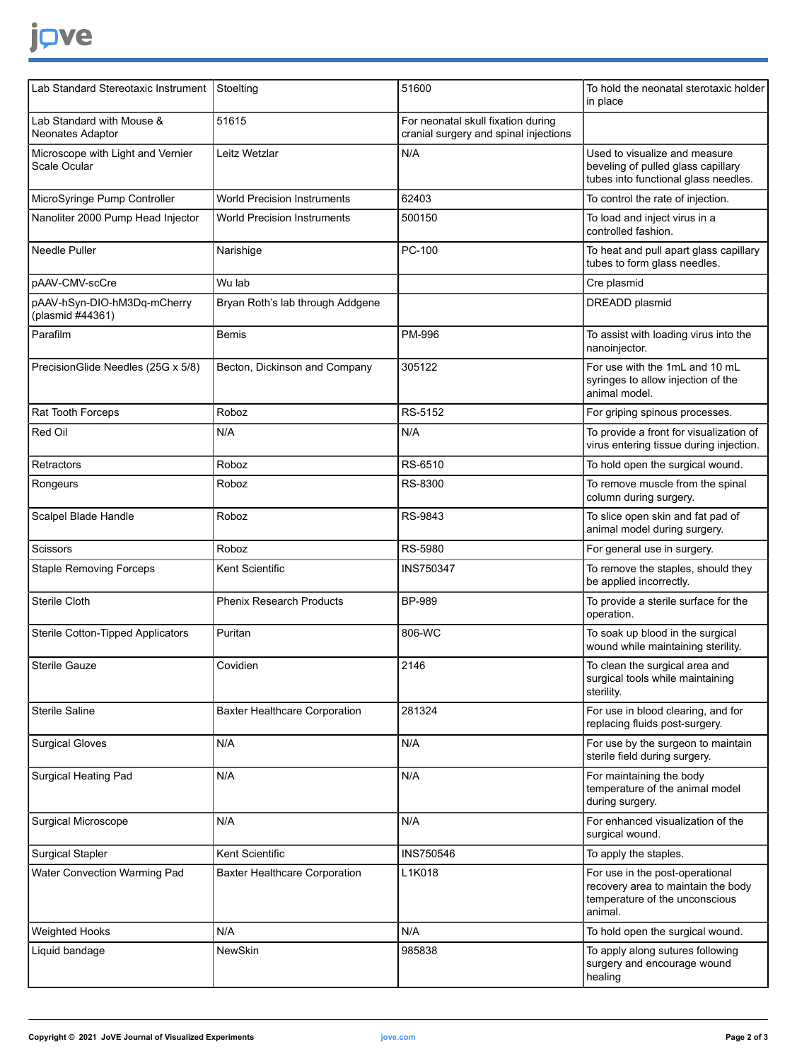| Lab Standard Stereotaxic Instrument | Stoelting | 51600 | To hold the neonatal sterotaxic holder in place |
|---|---|---|---|
| Lab Standard with Mouse & Neonates Adaptor | 51615 | For neonatal skull fixation during cranial surgery and spinal injections | |
| Microscope with Light and Vernier Scale Ocular | Leitz Wetzlar | N/A | Used to visualize and measure beveling of pulled glass capillary tubes into functional glass needles. |
| MicroSyringe Pump Controller | World Precision Instruments | 62403 | To control the rate of injection. |
| Nanoliter 2000 Pump Head Injector | World Precision Instruments | 500150 | To load and inject virus in a controlled fashion. |
| Needle Puller | Narishige | PC-100 | To heat and pull apart glass capillary tubes to form glass needles. |
| pAAV-CMV-scCre | Wu lab | | Cre plasmid |
| pAAV-hSyn-DIO-hM3Dq-mCherry (plasmid #44361) | Bryan Roth's lab through Addgene | | DREADD plasmid |
| Parafilm | Bemis | PM-996 | To assist with loading virus into the nanoinjector. |
| PrecisionGlide Needles (25G x 5/8) | Becton, Dickinson and Company | 305122 | For use with the 1mL and 10 mL syringes to allow injection of the animal model. |
| Rat Tooth Forceps | Roboz | RS-5152 | For griping spinous processes. |
| Red Oil | N/A | N/A | To provide a front for visualization of virus entering tissue during injection. |
| Retractors | Roboz | RS-6510 | To hold open the surgical wound. |
| Rongeurs | Roboz | RS-8300 | To remove muscle from the spinal column during surgery. |
| Scalpel Blade Handle | Roboz | RS-9843 | To slice open skin and fat pad of animal model during surgery. |
| Scissors | Roboz | RS-5980 | For general use in surgery. |
| Staple Removing Forceps | Kent Scientific | INS750347 | To remove the staples, should they be applied incorrectly. |
| Sterile Cloth | Phenix Research Products | BP-989 | To provide a sterile surface for the operation. |
| Sterile Cotton-Tipped Applicators | Puritan | 806-WC | To soak up blood in the surgical wound while maintaining sterility. |
| Sterile Gauze | Covidien | 2146 | To clean the surgical area and surgical tools while maintaining sterility. |
| Sterile Saline | Baxter Healthcare Corporation | 281324 | For use in blood clearing, and for replacing fluids post-surgery. |
| Surgical Gloves | N/A | N/A | For use by the surgeon to maintain sterile field during surgery. |
| Surgical Heating Pad | N/A | N/A | For maintaining the body temperature of the animal model during surgery. |
| Surgical Microscope | N/A | N/A | For enhanced visualization of the surgical wound. |
| Surgical Stapler | Kent Scientific | INS750546 | To apply the staples. |
| Water Convection Warming Pad | Baxter Healthcare Corporation | L1K018 | For use in the post-operational recovery area to maintain the body temperature of the unconscious animal. |
| Weighted Hooks | N/A | N/A | To hold open the surgical wound. |
| Liquid bandage | NewSkin | 985838 | To apply along sutures following surgery and encourage wound healing |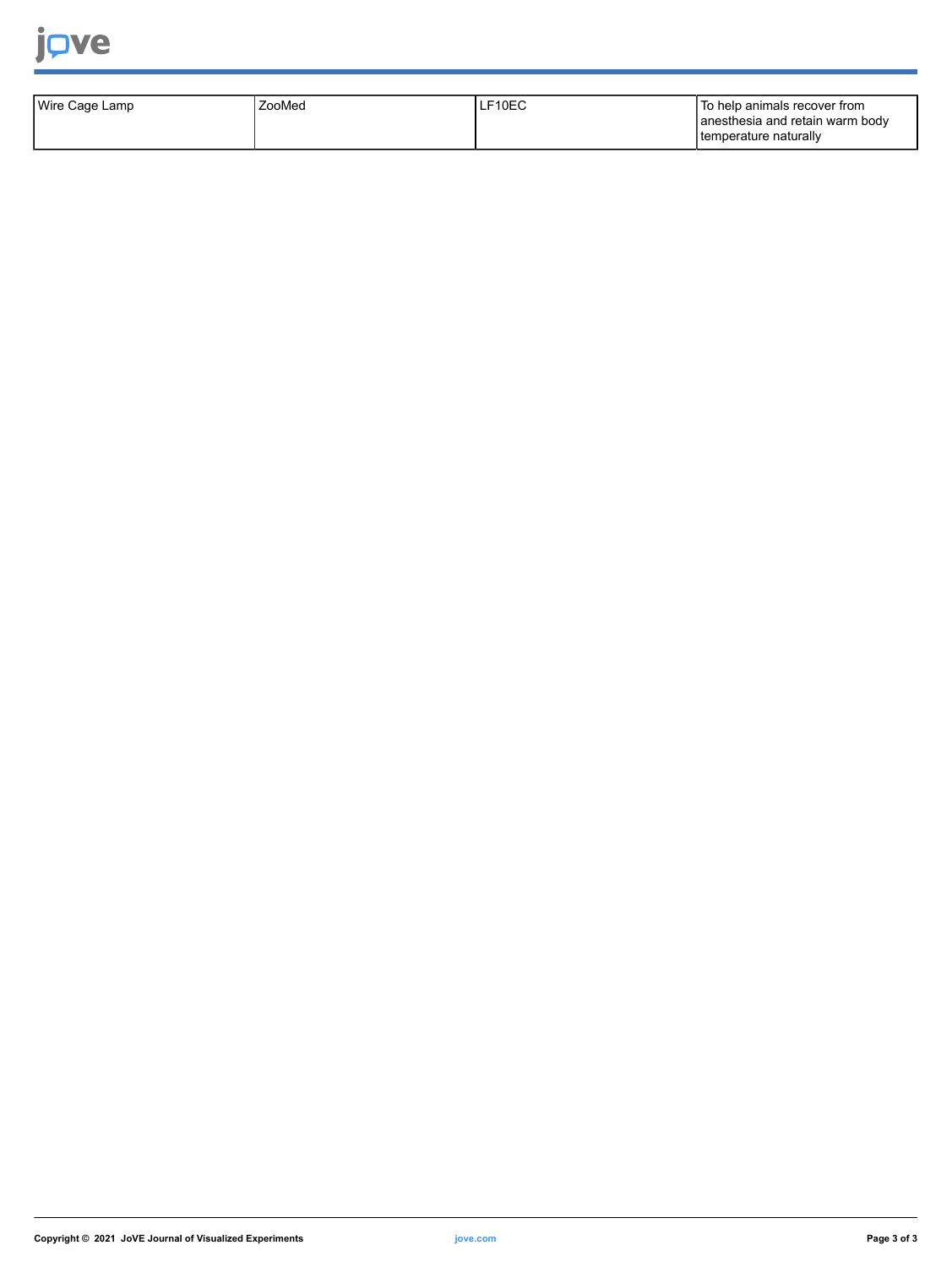| | | | |
|---|---|---|---|
| Wire Cage Lamp | ZooMed | LF10EC | To help animals recover from anesthesia and retain warm body temperature naturally |